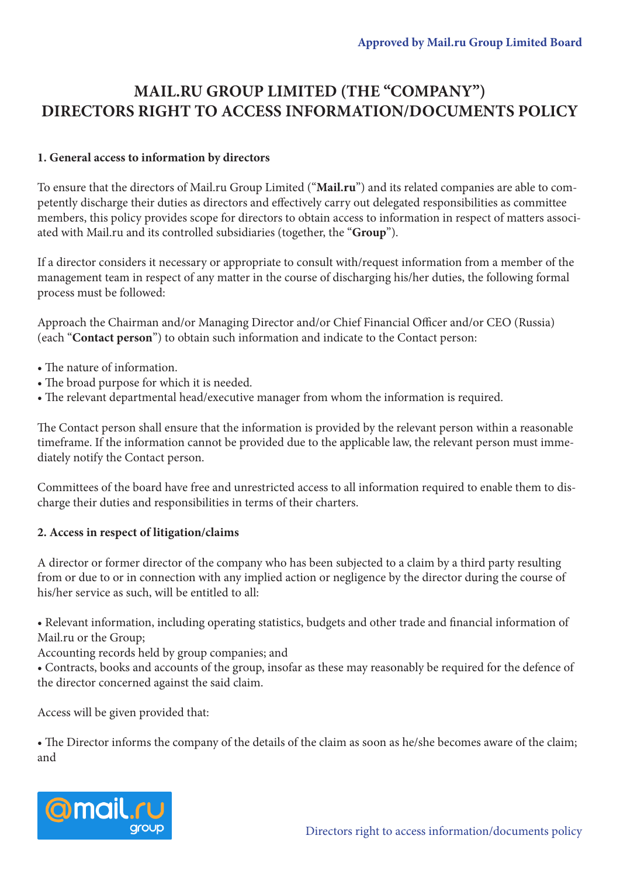Approved by Mail.ru Group Limited Board

# MAIL.RU GROUP LIMITED (THE "COMPANY") DIRECTORS RIGHT TO ACCESS INFORMATION/DOCUMENTS POLICY

**1. General access to information by directors**

To ensure that the directors of Mail.ru Group Limited ("**Mail.ru**") and its related companies are able to competently discharge their duties as directors and effectively carry out delegated responsibilities as committee members, this policy provides scope for directors to obtain access to information in respect of matters associated with Mail.ru and its controlled subsidiaries (together, the "**Group**").

If a director considers it necessary or appropriate to consult with/request information from a member of the management team in respect of any matter in the course of discharging his/her duties, the following formal process must be followed:

Approach the Chairman and/or Managing Director and/or Chief Financial Officer and/or CEO (Russia) (each "**Contact person**") to obtain such information and indicate to the Contact person:

- The nature of information.
- The broad purpose for which it is needed.
- The relevant departmental head/executive manager from whom the information is required.

The Contact person shall ensure that the information is provided by the relevant person within a reasonable timeframe. If the information cannot be provided due to the applicable law, the relevant person must immediately notify the Contact person.

Committees of the board have free and unrestricted access to all information required to enable them to discharge their duties and responsibilities in terms of their charters.

**2. Access in respect of litigation/claims**

A director or former director of the company who has been subjected to a claim by a third party resulting from or due to or in connection with any implied action or negligence by the director during the course of his/her service as such, will be entitled to all:

- Relevant information, including operating statistics, budgets and other trade and financial information of Mail.ru or the Group;

Accounting records held by group companies; and

- Contracts, books and accounts of the group, insofar as these may reasonably be required for the defence of the director concerned against the said claim.

Access will be given provided that:

- The Director informs the company of the details of the claim as soon as he/she becomes aware of the claim; and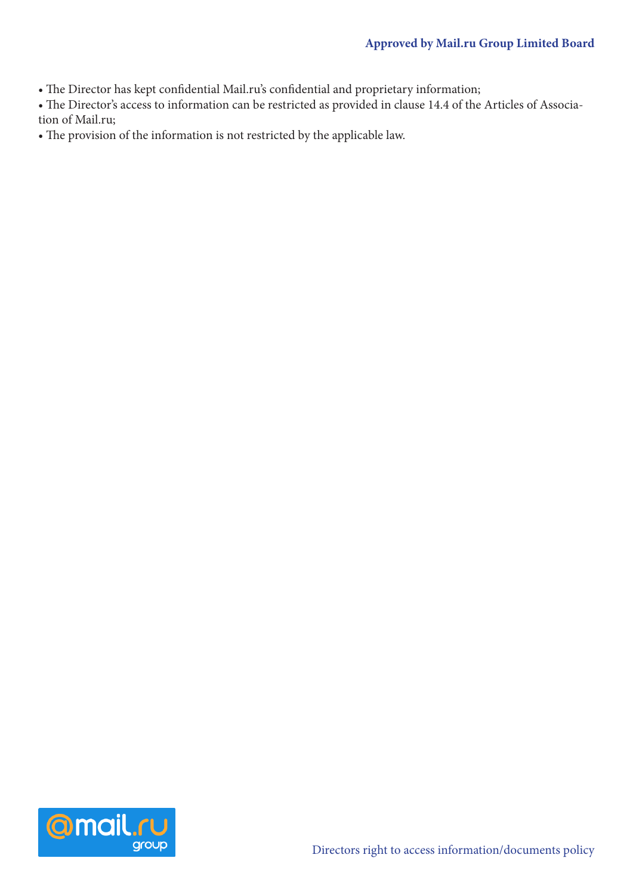- The Director has kept confidential Mail.ru's confidential and proprietary information;
- The Director's access to information can be restricted as provided in clause 14.4 of the Articles of Association of Mail.ru;
- The provision of the information is not restricted by the applicable law.